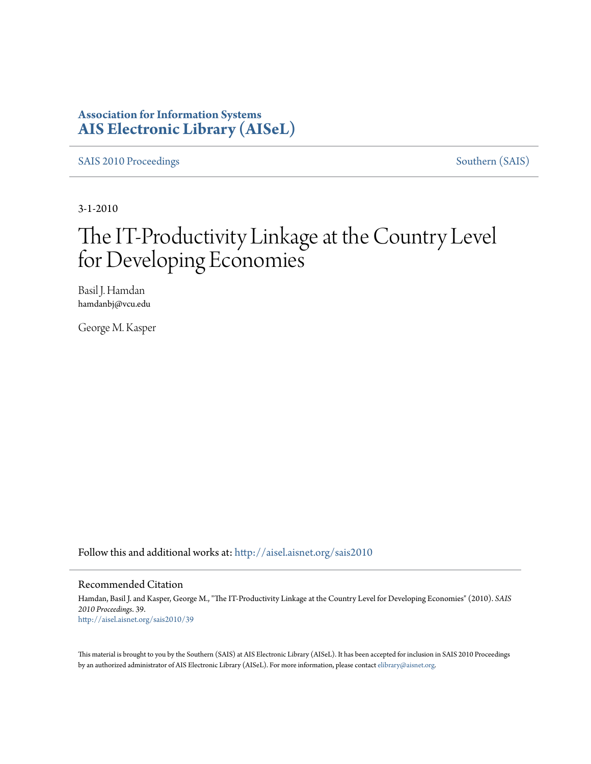**Association for Information Systems**
**AIS Electronic Library (AISeL)**

SAIS 2010 Proceedings — Southern (SAIS)

3-1-2010

# The IT-Productivity Linkage at the Country Level for Developing Economies

Basil J. Hamdan
hamdanbj@vcu.edu

George M. Kasper

Follow this and additional works at: http://aisel.aisnet.org/sais2010

## Recommended Citation

Hamdan, Basil J. and Kasper, George M., "The IT-Productivity Linkage at the Country Level for Developing Economies" (2010). *SAIS 2010 Proceedings*. 39.
http://aisel.aisnet.org/sais2010/39

This material is brought to you by the Southern (SAIS) at AIS Electronic Library (AISeL). It has been accepted for inclusion in SAIS 2010 Proceedings by an authorized administrator of AIS Electronic Library (AISeL). For more information, please contact elibrary@aisnet.org.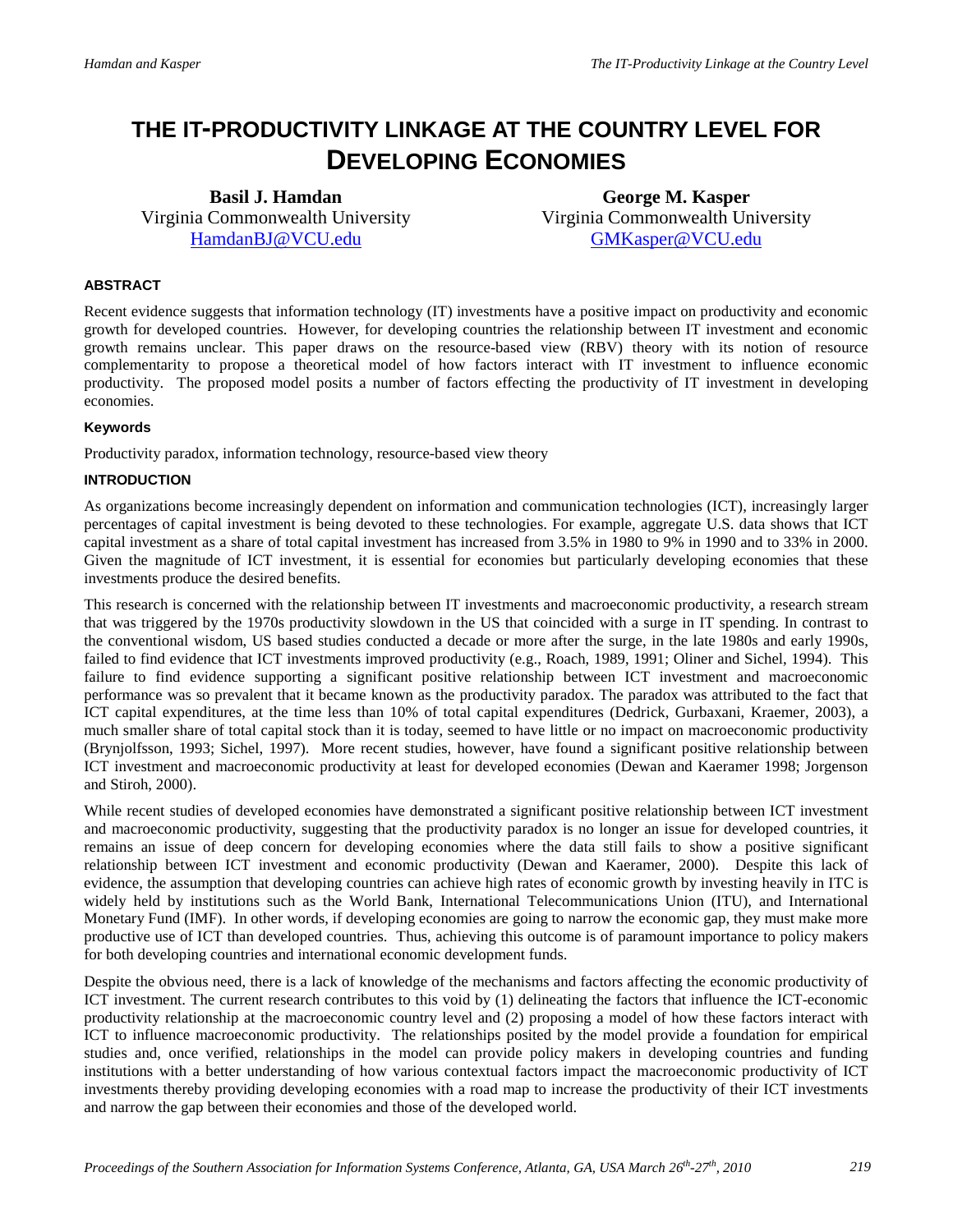# THE IT-PRODUCTIVITY LINKAGE AT THE COUNTRY LEVEL FOR DEVELOPING ECONOMIES

**Basil J. Hamdan**
Virginia Commonwealth University
HamdanBJ@VCU.edu

**George M. Kasper**
Virginia Commonwealth University
GMKasper@VCU.edu

#### ABSTRACT

Recent evidence suggests that information technology (IT) investments have a positive impact on productivity and economic growth for developed countries. However, for developing countries the relationship between IT investment and economic growth remains unclear. This paper draws on the resource-based view (RBV) theory with its notion of resource complementarity to propose a theoretical model of how factors interact with IT investment to influence economic productivity. The proposed model posits a number of factors effecting the productivity of IT investment in developing economies.

#### Keywords

Productivity paradox, information technology, resource-based view theory

#### INTRODUCTION

As organizations become increasingly dependent on information and communication technologies (ICT), increasingly larger percentages of capital investment is being devoted to these technologies. For example, aggregate U.S. data shows that ICT capital investment as a share of total capital investment has increased from 3.5% in 1980 to 9% in 1990 and to 33% in 2000. Given the magnitude of ICT investment, it is essential for economies but particularly developing economies that these investments produce the desired benefits.

This research is concerned with the relationship between IT investments and macroeconomic productivity, a research stream that was triggered by the 1970s productivity slowdown in the US that coincided with a surge in IT spending. In contrast to the conventional wisdom, US based studies conducted a decade or more after the surge, in the late 1980s and early 1990s, failed to find evidence that ICT investments improved productivity (e.g., Roach, 1989, 1991; Oliner and Sichel, 1994). This failure to find evidence supporting a significant positive relationship between ICT investment and macroeconomic performance was so prevalent that it became known as the productivity paradox. The paradox was attributed to the fact that ICT capital expenditures, at the time less than 10% of total capital expenditures (Dedrick, Gurbaxani, Kraemer, 2003), a much smaller share of total capital stock than it is today, seemed to have little or no impact on macroeconomic productivity (Brynjolfsson, 1993; Sichel, 1997). More recent studies, however, have found a significant positive relationship between ICT investment and macroeconomic productivity at least for developed economies (Dewan and Kaeramer 1998; Jorgenson and Stiroh, 2000).

While recent studies of developed economies have demonstrated a significant positive relationship between ICT investment and macroeconomic productivity, suggesting that the productivity paradox is no longer an issue for developed countries, it remains an issue of deep concern for developing economies where the data still fails to show a positive significant relationship between ICT investment and economic productivity (Dewan and Kaeramer, 2000). Despite this lack of evidence, the assumption that developing countries can achieve high rates of economic growth by investing heavily in ITC is widely held by institutions such as the World Bank, International Telecommunications Union (ITU), and International Monetary Fund (IMF). In other words, if developing economies are going to narrow the economic gap, they must make more productive use of ICT than developed countries. Thus, achieving this outcome is of paramount importance to policy makers for both developing countries and international economic development funds.

Despite the obvious need, there is a lack of knowledge of the mechanisms and factors affecting the economic productivity of ICT investment. The current research contributes to this void by (1) delineating the factors that influence the ICT-economic productivity relationship at the macroeconomic country level and (2) proposing a model of how these factors interact with ICT to influence macroeconomic productivity. The relationships posited by the model provide a foundation for empirical studies and, once verified, relationships in the model can provide policy makers in developing countries and funding institutions with a better understanding of how various contextual factors impact the macroeconomic productivity of ICT investments thereby providing developing economies with a road map to increase the productivity of their ICT investments and narrow the gap between their economies and those of the developed world.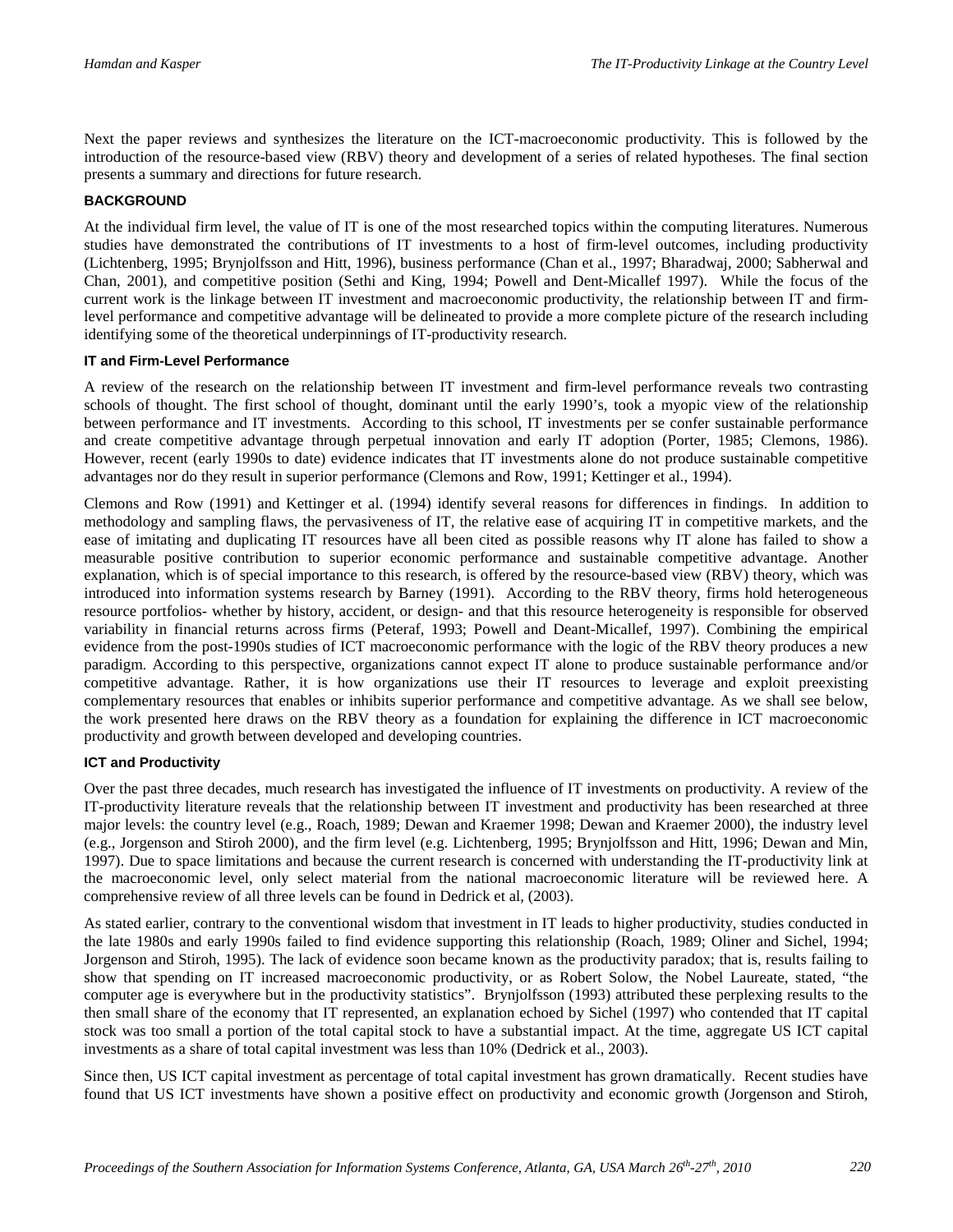Next the paper reviews and synthesizes the literature on the ICT-macroeconomic productivity. This is followed by the introduction of the resource-based view (RBV) theory and development of a series of related hypotheses. The final section presents a summary and directions for future research.

## BACKGROUND

At the individual firm level, the value of IT is one of the most researched topics within the computing literatures. Numerous studies have demonstrated the contributions of IT investments to a host of firm-level outcomes, including productivity (Lichtenberg, 1995; Brynjolfsson and Hitt, 1996), business performance (Chan et al., 1997; Bharadwaj, 2000; Sabherwal and Chan, 2001), and competitive position (Sethi and King, 1994; Powell and Dent-Micallef 1997). While the focus of the current work is the linkage between IT investment and macroeconomic productivity, the relationship between IT and firm-level performance and competitive advantage will be delineated to provide a more complete picture of the research including identifying some of the theoretical underpinnings of IT-productivity research.

### IT and Firm-Level Performance

A review of the research on the relationship between IT investment and firm-level performance reveals two contrasting schools of thought. The first school of thought, dominant until the early 1990's, took a myopic view of the relationship between performance and IT investments. According to this school, IT investments per se confer sustainable performance and create competitive advantage through perpetual innovation and early IT adoption (Porter, 1985; Clemons, 1986). However, recent (early 1990s to date) evidence indicates that IT investments alone do not produce sustainable competitive advantages nor do they result in superior performance (Clemons and Row, 1991; Kettinger et al., 1994).

Clemons and Row (1991) and Kettinger et al. (1994) identify several reasons for differences in findings. In addition to methodology and sampling flaws, the pervasiveness of IT, the relative ease of acquiring IT in competitive markets, and the ease of imitating and duplicating IT resources have all been cited as possible reasons why IT alone has failed to show a measurable positive contribution to superior economic performance and sustainable competitive advantage. Another explanation, which is of special importance to this research, is offered by the resource-based view (RBV) theory, which was introduced into information systems research by Barney (1991). According to the RBV theory, firms hold heterogeneous resource portfolios- whether by history, accident, or design- and that this resource heterogeneity is responsible for observed variability in financial returns across firms (Peteraf, 1993; Powell and Deant-Micallef, 1997). Combining the empirical evidence from the post-1990s studies of ICT macroeconomic performance with the logic of the RBV theory produces a new paradigm. According to this perspective, organizations cannot expect IT alone to produce sustainable performance and/or competitive advantage. Rather, it is how organizations use their IT resources to leverage and exploit preexisting complementary resources that enables or inhibits superior performance and competitive advantage. As we shall see below, the work presented here draws on the RBV theory as a foundation for explaining the difference in ICT macroeconomic productivity and growth between developed and developing countries.

### ICT and Productivity

Over the past three decades, much research has investigated the influence of IT investments on productivity. A review of the IT-productivity literature reveals that the relationship between IT investment and productivity has been researched at three major levels: the country level (e.g., Roach, 1989; Dewan and Kraemer 1998; Dewan and Kraemer 2000), the industry level (e.g., Jorgenson and Stiroh 2000), and the firm level (e.g. Lichtenberg, 1995; Brynjolfsson and Hitt, 1996; Dewan and Min, 1997). Due to space limitations and because the current research is concerned with understanding the IT-productivity link at the macroeconomic level, only select material from the national macroeconomic literature will be reviewed here. A comprehensive review of all three levels can be found in Dedrick et al, (2003).

As stated earlier, contrary to the conventional wisdom that investment in IT leads to higher productivity, studies conducted in the late 1980s and early 1990s failed to find evidence supporting this relationship (Roach, 1989; Oliner and Sichel, 1994; Jorgenson and Stiroh, 1995). The lack of evidence soon became known as the productivity paradox; that is, results failing to show that spending on IT increased macroeconomic productivity, or as Robert Solow, the Nobel Laureate, stated, "the computer age is everywhere but in the productivity statistics". Brynjolfsson (1993) attributed these perplexing results to the then small share of the economy that IT represented, an explanation echoed by Sichel (1997) who contended that IT capital stock was too small a portion of the total capital stock to have a substantial impact. At the time, aggregate US ICT capital investments as a share of total capital investment was less than 10% (Dedrick et al., 2003).

Since then, US ICT capital investment as percentage of total capital investment has grown dramatically. Recent studies have found that US ICT investments have shown a positive effect on productivity and economic growth (Jorgenson and Stiroh,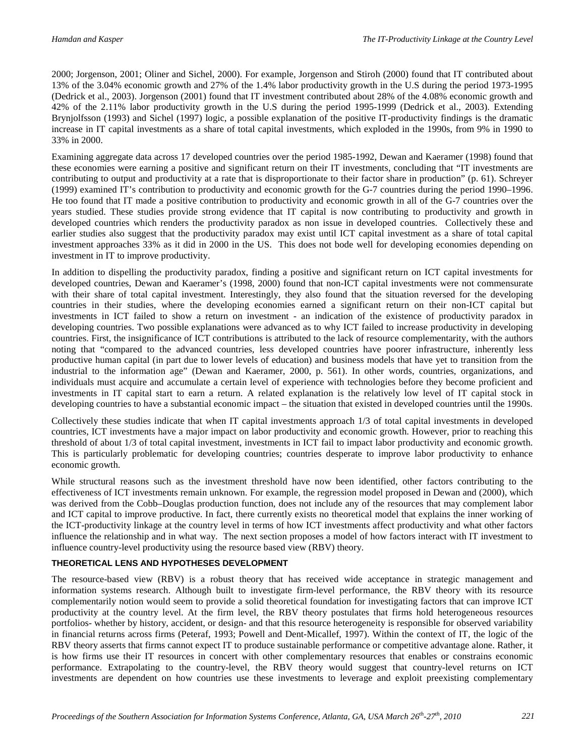2000; Jorgenson, 2001; Oliner and Sichel, 2000). For example, Jorgenson and Stiroh (2000) found that IT contributed about 13% of the 3.04% economic growth and 27% of the 1.4% labor productivity growth in the U.S during the period 1973-1995 (Dedrick et al., 2003). Jorgenson (2001) found that IT investment contributed about 28% of the 4.08% economic growth and 42% of the 2.11% labor productivity growth in the U.S during the period 1995-1999 (Dedrick et al., 2003). Extending Brynjolfsson (1993) and Sichel (1997) logic, a possible explanation of the positive IT-productivity findings is the dramatic increase in IT capital investments as a share of total capital investments, which exploded in the 1990s, from 9% in 1990 to 33% in 2000.

Examining aggregate data across 17 developed countries over the period 1985-1992, Dewan and Kaeramer (1998) found that these economies were earning a positive and significant return on their IT investments, concluding that "IT investments are contributing to output and productivity at a rate that is disproportionate to their factor share in production" (p. 61). Schreyer (1999) examined IT's contribution to productivity and economic growth for the G-7 countries during the period 1990–1996. He too found that IT made a positive contribution to productivity and economic growth in all of the G-7 countries over the years studied. These studies provide strong evidence that IT capital is now contributing to productivity and growth in developed countries which renders the productivity paradox as non issue in developed countries. Collectively these and earlier studies also suggest that the productivity paradox may exist until ICT capital investment as a share of total capital investment approaches 33% as it did in 2000 in the US. This does not bode well for developing economies depending on investment in IT to improve productivity.

In addition to dispelling the productivity paradox, finding a positive and significant return on ICT capital investments for developed countries, Dewan and Kaeramer's (1998, 2000) found that non-ICT capital investments were not commensurate with their share of total capital investment. Interestingly, they also found that the situation reversed for the developing countries in their studies, where the developing economies earned a significant return on their non-ICT capital but investments in ICT failed to show a return on investment - an indication of the existence of productivity paradox in developing countries. Two possible explanations were advanced as to why ICT failed to increase productivity in developing countries. First, the insignificance of ICT contributions is attributed to the lack of resource complementarity, with the authors noting that "compared to the advanced countries, less developed countries have poorer infrastructure, inherently less productive human capital (in part due to lower levels of education) and business models that have yet to transition from the industrial to the information age" (Dewan and Kaeramer, 2000, p. 561). In other words, countries, organizations, and individuals must acquire and accumulate a certain level of experience with technologies before they become proficient and investments in IT capital start to earn a return. A related explanation is the relatively low level of IT capital stock in developing countries to have a substantial economic impact – the situation that existed in developed countries until the 1990s.

Collectively these studies indicate that when IT capital investments approach 1/3 of total capital investments in developed countries, ICT investments have a major impact on labor productivity and economic growth. However, prior to reaching this threshold of about 1/3 of total capital investment, investments in ICT fail to impact labor productivity and economic growth. This is particularly problematic for developing countries; countries desperate to improve labor productivity to enhance economic growth.

While structural reasons such as the investment threshold have now been identified, other factors contributing to the effectiveness of ICT investments remain unknown. For example, the regression model proposed in Dewan and (2000), which was derived from the Cobb–Douglas production function, does not include any of the resources that may complement labor and ICT capital to improve productive. In fact, there currently exists no theoretical model that explains the inner working of the ICT-productivity linkage at the country level in terms of how ICT investments affect productivity and what other factors influence the relationship and in what way. The next section proposes a model of how factors interact with IT investment to influence country-level productivity using the resource based view (RBV) theory.

## THEORETICAL LENS AND HYPOTHESES DEVELOPMENT

The resource-based view (RBV) is a robust theory that has received wide acceptance in strategic management and information systems research. Although built to investigate firm-level performance, the RBV theory with its resource complementarily notion would seem to provide a solid theoretical foundation for investigating factors that can improve ICT productivity at the country level. At the firm level, the RBV theory postulates that firms hold heterogeneous resources portfolios- whether by history, accident, or design- and that this resource heterogeneity is responsible for observed variability in financial returns across firms (Peteraf, 1993; Powell and Dent-Micallef, 1997). Within the context of IT, the logic of the RBV theory asserts that firms cannot expect IT to produce sustainable performance or competitive advantage alone. Rather, it is how firms use their IT resources in concert with other complementary resources that enables or constrains economic performance. Extrapolating to the country-level, the RBV theory would suggest that country-level returns on ICT investments are dependent on how countries use these investments to leverage and exploit preexisting complementary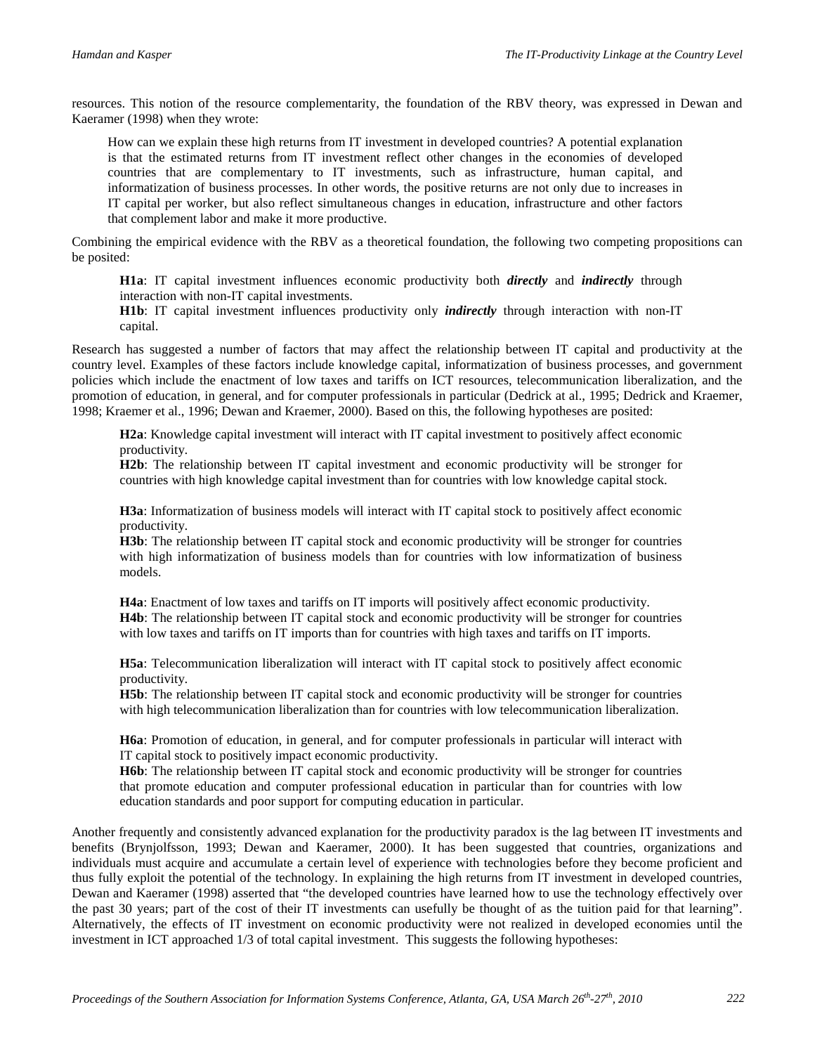resources. This notion of the resource complementarity, the foundation of the RBV theory, was expressed in Dewan and Kaeramer (1998) when they wrote:

> How can we explain these high returns from IT investment in developed countries? A potential explanation is that the estimated returns from IT investment reflect other changes in the economies of developed countries that are complementary to IT investments, such as infrastructure, human capital, and informatization of business processes. In other words, the positive returns are not only due to increases in IT capital per worker, but also reflect simultaneous changes in education, infrastructure and other factors that complement labor and make it more productive.

Combining the empirical evidence with the RBV as a theoretical foundation, the following two competing propositions can be posited:

> **H1a**: IT capital investment influences economic productivity both ***directly*** and ***indirectly*** through interaction with non-IT capital investments.
> **H1b**: IT capital investment influences productivity only ***indirectly*** through interaction with non-IT capital.

Research has suggested a number of factors that may affect the relationship between IT capital and productivity at the country level. Examples of these factors include knowledge capital, informatization of business processes, and government policies which include the enactment of low taxes and tariffs on ICT resources, telecommunication liberalization, and the promotion of education, in general, and for computer professionals in particular (Dedrick at al., 1995; Dedrick and Kraemer, 1998; Kraemer et al., 1996; Dewan and Kraemer, 2000). Based on this, the following hypotheses are posited:

> **H2a**: Knowledge capital investment will interact with IT capital investment to positively affect economic productivity.
> **H2b**: The relationship between IT capital investment and economic productivity will be stronger for countries with high knowledge capital investment than for countries with low knowledge capital stock.

> **H3a**: Informatization of business models will interact with IT capital stock to positively affect economic productivity.
> **H3b**: The relationship between IT capital stock and economic productivity will be stronger for countries with high informatization of business models than for countries with low informatization of business models.

> **H4a**: Enactment of low taxes and tariffs on IT imports will positively affect economic productivity.
> **H4b**: The relationship between IT capital stock and economic productivity will be stronger for countries with low taxes and tariffs on IT imports than for countries with high taxes and tariffs on IT imports.

> **H5a**: Telecommunication liberalization will interact with IT capital stock to positively affect economic productivity.
> **H5b**: The relationship between IT capital stock and economic productivity will be stronger for countries with high telecommunication liberalization than for countries with low telecommunication liberalization.

> **H6a**: Promotion of education, in general, and for computer professionals in particular will interact with IT capital stock to positively impact economic productivity.
> **H6b**: The relationship between IT capital stock and economic productivity will be stronger for countries that promote education and computer professional education in particular than for countries with low education standards and poor support for computing education in particular.

Another frequently and consistently advanced explanation for the productivity paradox is the lag between IT investments and benefits (Brynjolfsson, 1993; Dewan and Kaeramer, 2000). It has been suggested that countries, organizations and individuals must acquire and accumulate a certain level of experience with technologies before they become proficient and thus fully exploit the potential of the technology. In explaining the high returns from IT investment in developed countries, Dewan and Kaeramer (1998) asserted that "the developed countries have learned how to use the technology effectively over the past 30 years; part of the cost of their IT investments can usefully be thought of as the tuition paid for that learning". Alternatively, the effects of IT investment on economic productivity were not realized in developed economies until the investment in ICT approached 1/3 of total capital investment. This suggests the following hypotheses: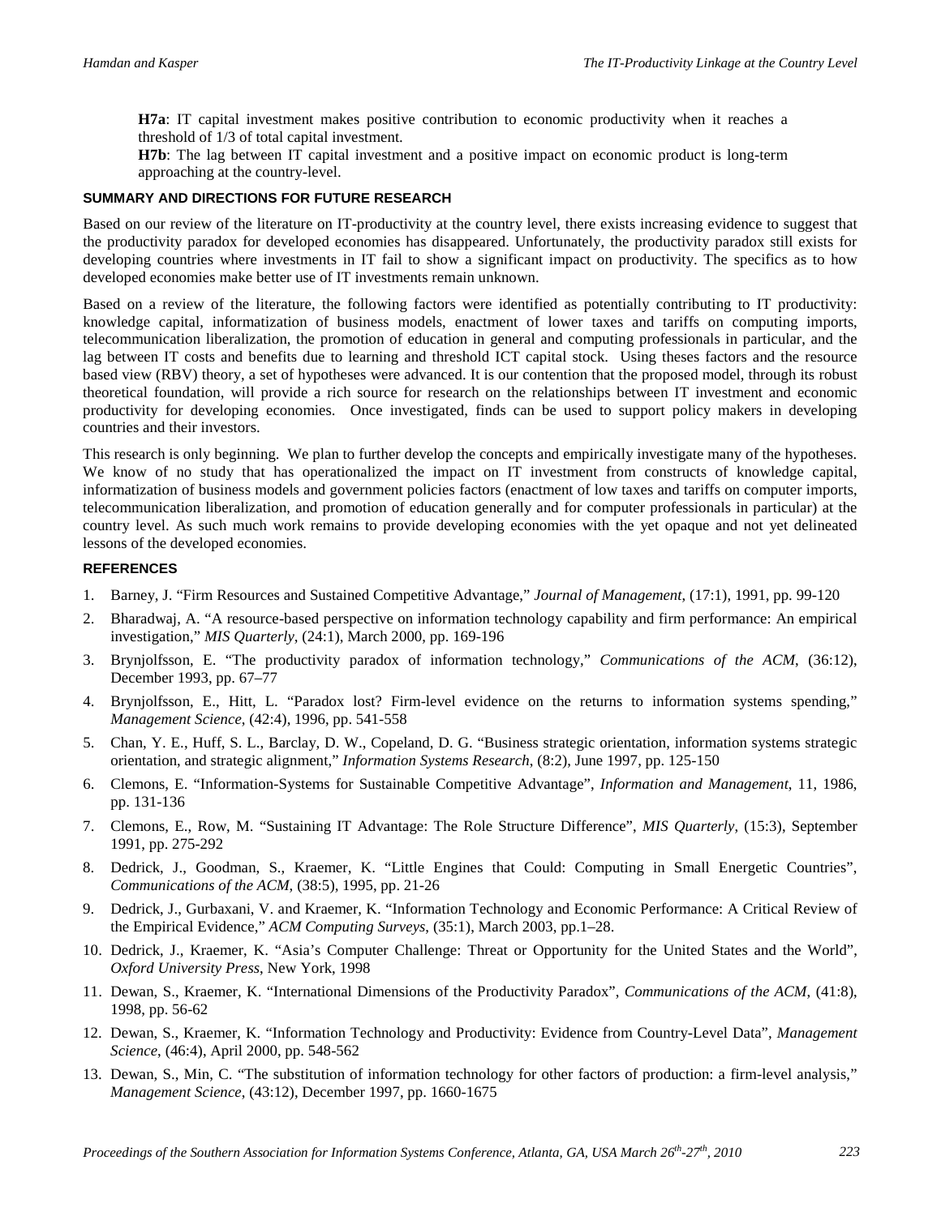**H7a**: IT capital investment makes positive contribution to economic productivity when it reaches a threshold of 1/3 of total capital investment.

**H7b**: The lag between IT capital investment and a positive impact on economic product is long-term approaching at the country-level.

## SUMMARY AND DIRECTIONS FOR FUTURE RESEARCH

Based on our review of the literature on IT-productivity at the country level, there exists increasing evidence to suggest that the productivity paradox for developed economies has disappeared. Unfortunately, the productivity paradox still exists for developing countries where investments in IT fail to show a significant impact on productivity. The specifics as to how developed economies make better use of IT investments remain unknown.

Based on a review of the literature, the following factors were identified as potentially contributing to IT productivity: knowledge capital, informatization of business models, enactment of lower taxes and tariffs on computing imports, telecommunication liberalization, the promotion of education in general and computing professionals in particular, and the lag between IT costs and benefits due to learning and threshold ICT capital stock. Using theses factors and the resource based view (RBV) theory, a set of hypotheses were advanced. It is our contention that the proposed model, through its robust theoretical foundation, will provide a rich source for research on the relationships between IT investment and economic productivity for developing economies. Once investigated, finds can be used to support policy makers in developing countries and their investors.

This research is only beginning. We plan to further develop the concepts and empirically investigate many of the hypotheses. We know of no study that has operationalized the impact on IT investment from constructs of knowledge capital, informatization of business models and government policies factors (enactment of low taxes and tariffs on computer imports, telecommunication liberalization, and promotion of education generally and for computer professionals in particular) at the country level. As such much work remains to provide developing economies with the yet opaque and not yet delineated lessons of the developed economies.

## REFERENCES

1. Barney, J. "Firm Resources and Sustained Competitive Advantage," *Journal of Management*, (17:1), 1991, pp. 99-120
2. Bharadwaj, A. "A resource-based perspective on information technology capability and firm performance: An empirical investigation," *MIS Quarterly*, (24:1), March 2000, pp. 169-196
3. Brynjolfsson, E. "The productivity paradox of information technology," *Communications of the ACM*, (36:12), December 1993, pp. 67–77
4. Brynjolfsson, E., Hitt, L. "Paradox lost? Firm-level evidence on the returns to information systems spending," *Management Science*, (42:4), 1996, pp. 541-558
5. Chan, Y. E., Huff, S. L., Barclay, D. W., Copeland, D. G. "Business strategic orientation, information systems strategic orientation, and strategic alignment," *Information Systems Research*, (8:2), June 1997, pp. 125-150
6. Clemons, E. "Information-Systems for Sustainable Competitive Advantage", *Information and Management*, 11, 1986, pp. 131-136
7. Clemons, E., Row, M. "Sustaining IT Advantage: The Role Structure Difference", *MIS Quarterly*, (15:3), September 1991, pp. 275-292
8. Dedrick, J., Goodman, S., Kraemer, K. "Little Engines that Could: Computing in Small Energetic Countries", *Communications of the ACM*, (38:5), 1995, pp. 21-26
9. Dedrick, J., Gurbaxani, V. and Kraemer, K. "Information Technology and Economic Performance: A Critical Review of the Empirical Evidence," *ACM Computing Surveys*, (35:1), March 2003, pp.1–28.
10. Dedrick, J., Kraemer, K. "Asia's Computer Challenge: Threat or Opportunity for the United States and the World", *Oxford University Press*, New York, 1998
11. Dewan, S., Kraemer, K. "International Dimensions of the Productivity Paradox", *Communications of the ACM*, (41:8), 1998, pp. 56-62
12. Dewan, S., Kraemer, K. "Information Technology and Productivity: Evidence from Country-Level Data", *Management Science*, (46:4), April 2000, pp. 548-562
13. Dewan, S., Min, C. "The substitution of information technology for other factors of production: a firm-level analysis," *Management Science*, (43:12), December 1997, pp. 1660-1675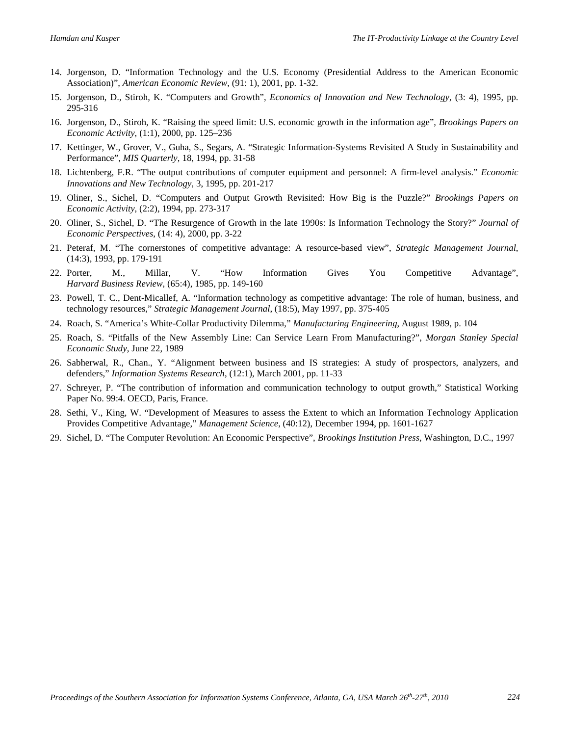14. Jorgenson, D. "Information Technology and the U.S. Economy (Presidential Address to the American Economic Association)", *American Economic Review*, (91: 1), 2001, pp. 1-32.
15. Jorgenson, D., Stiroh, K. "Computers and Growth", *Economics of Innovation and New Technology*, (3: 4), 1995, pp. 295-316
16. Jorgenson, D., Stiroh, K. "Raising the speed limit: U.S. economic growth in the information age", *Brookings Papers on Economic Activity*, (1:1), 2000, pp. 125–236
17. Kettinger, W., Grover, V., Guha, S., Segars, A. "Strategic Information-Systems Revisited A Study in Sustainability and Performance", *MIS Quarterly*, 18, 1994, pp. 31-58
18. Lichtenberg, F.R. "The output contributions of computer equipment and personnel: A firm-level analysis." *Economic Innovations and New Technology*, 3, 1995, pp. 201-217
19. Oliner, S., Sichel, D. "Computers and Output Growth Revisited: How Big is the Puzzle?" *Brookings Papers on Economic Activity*, (2:2), 1994, pp. 273-317
20. Oliner, S., Sichel, D. "The Resurgence of Growth in the late 1990s: Is Information Technology the Story?" *Journal of Economic Perspectives*, (14: 4), 2000, pp. 3-22
21. Peteraf, M. "The cornerstones of competitive advantage: A resource-based view", *Strategic Management Journal*, (14:3), 1993, pp. 179-191
22. Porter, M., Millar, V. "How Information Gives You Competitive Advantage", *Harvard Business Review*, (65:4), 1985, pp. 149-160
23. Powell, T. C., Dent-Micallef, A. "Information technology as competitive advantage: The role of human, business, and technology resources," *Strategic Management Journal*, (18:5), May 1997, pp. 375-405
24. Roach, S. "America's White-Collar Productivity Dilemma," *Manufacturing Engineering*, August 1989, p. 104
25. Roach, S. "Pitfalls of the New Assembly Line: Can Service Learn From Manufacturing?", *Morgan Stanley Special Economic Study*, June 22, 1989
26. Sabherwal, R., Chan., Y. "Alignment between business and IS strategies: A study of prospectors, analyzers, and defenders," *Information Systems Research*, (12:1), March 2001, pp. 11-33
27. Schreyer, P. "The contribution of information and communication technology to output growth," Statistical Working Paper No. 99:4. OECD, Paris, France.
28. Sethi, V., King, W. "Development of Measures to assess the Extent to which an Information Technology Application Provides Competitive Advantage," *Management Science*, (40:12), December 1994, pp. 1601-1627
29. Sichel, D. "The Computer Revolution: An Economic Perspective", *Brookings Institution Press*, Washington, D.C., 1997